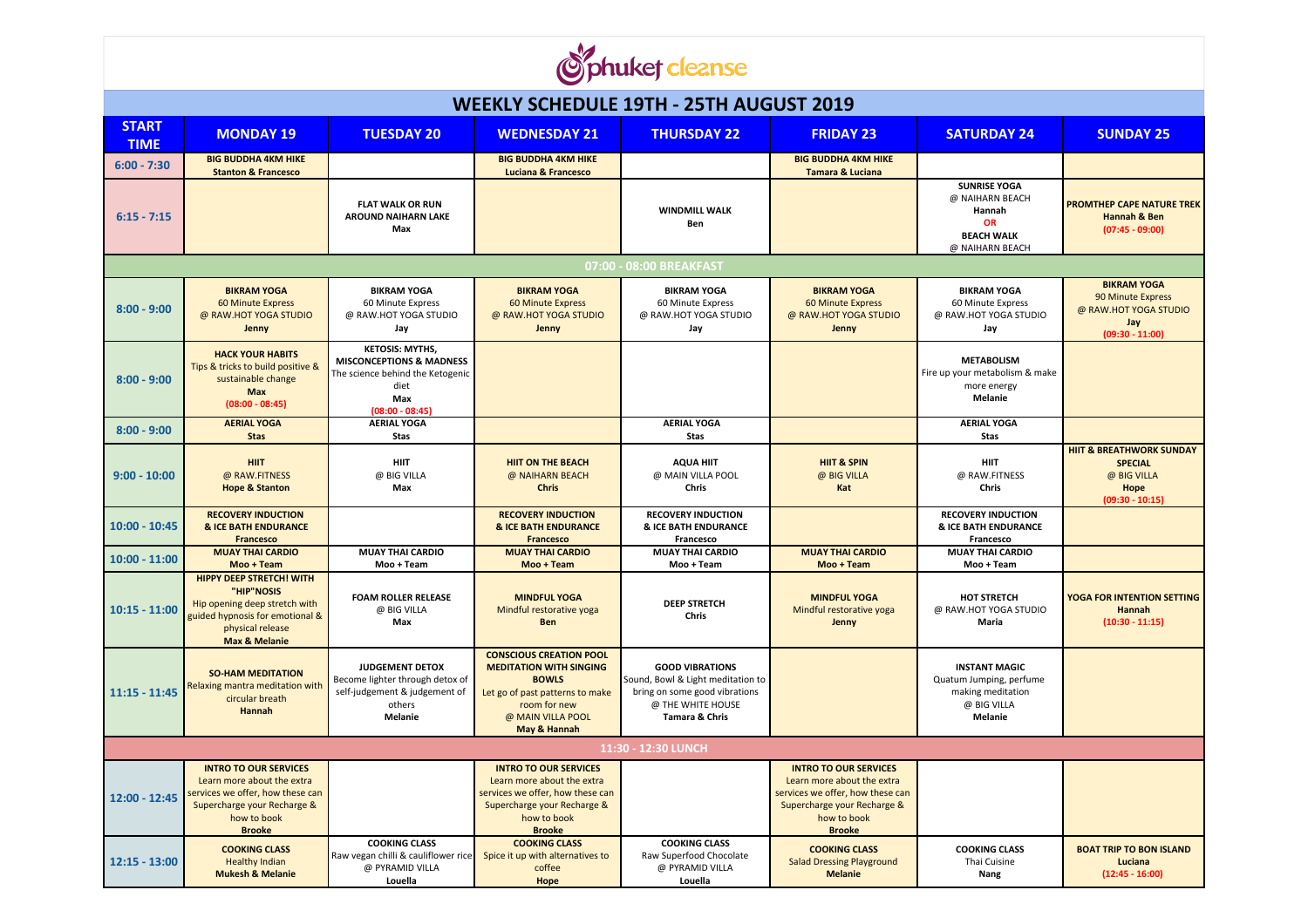phuket cleanse

# WEEKLY SCHEDULE 19TH - 25TH AUGUST 2019

| START TIME | MONDAY 19 | TUESDAY 20 | WEDNESDAY 21 | THURSDAY 22 | FRIDAY 23 | SATURDAY 24 | SUNDAY 25 |
|---|---|---|---|---|---|---|---|
| 6:00 - 7:30 | **BIG BUDDHA 4KM HIKE** **Stanton & Francesco** | | **BIG BUDDHA 4KM HIKE** **Luciana & Francesco** | | **BIG BUDDHA 4KM HIKE** **Tamara & Luciana** | | |
| 6:15 - 7:15 | | **FLAT WALK OR RUN AROUND NAIHARN LAKE** **Max** | | **WINDMILL WALK** **Ben** | | **SUNRISE YOGA** @ NAIHARN BEACH **Hannah** **OR** **BEACH WALK** @ NAIHARN BEACH | **PROMTHEP CAPE NATURE TREK** **Hannah & Ben** **(07:45 - 09:00)** |
| **07:00 - 08:00 BREAKFAST** | | | | | | | |
| 8:00 - 9:00 | **BIKRAM YOGA** 60 Minute Express @ RAW.HOT YOGA STUDIO **Jenny** | **BIKRAM YOGA** 60 Minute Express @ RAW.HOT YOGA STUDIO **Jay** | **BIKRAM YOGA** 60 Minute Express @ RAW.HOT YOGA STUDIO **Jenny** | **BIKRAM YOGA** 60 Minute Express @ RAW.HOT YOGA STUDIO **Jay** | **BIKRAM YOGA** 60 Minute Express @ RAW.HOT YOGA STUDIO **Jenny** | **BIKRAM YOGA** 60 Minute Express @ RAW.HOT YOGA STUDIO **Jay** | **BIKRAM YOGA** 90 Minute Express @ RAW.HOT YOGA STUDIO **Jay** **(09:30 - 11:00)** |
| 8:00 - 9:00 | **HACK YOUR HABITS** Tips & tricks to build positive & sustainable change **Max** **(08:00 - 08:45)** | **KETOSIS: MYTHS, MISCONCEPTIONS & MADNESS** The science behind the Ketogenic diet **Max** **(08:00 - 08:45)** | | | | **METABOLISM** Fire up your metabolism & make more energy **Melanie** | |
| 8:00 - 9:00 | **AERIAL YOGA** **Stas** | **AERIAL YOGA** **Stas** | | **AERIAL YOGA** **Stas** | | **AERIAL YOGA** **Stas** | |
| 9:00 - 10:00 | **HIIT** @ RAW.FITNESS **Hope & Stanton** | **HIIT** @ BIG VILLA **Max** | **HIIT ON THE BEACH** @ NAIHARN BEACH **Chris** | **AQUA HIIT** @ MAIN VILLA POOL **Chris** | **HIIT & SPIN** @ BIG VILLA **Kat** | **HIIT** @ RAW.FITNESS **Chris** | **HIIT & BREATHWORK SUNDAY SPECIAL** @ BIG VILLA **Hope** **(09:30 - 10:15)** |
| 10:00 - 10:45 | **RECOVERY INDUCTION & ICE BATH ENDURANCE** **Francesco** | | **RECOVERY INDUCTION & ICE BATH ENDURANCE** **Francesco** | **RECOVERY INDUCTION & ICE BATH ENDURANCE** **Francesco** | | **RECOVERY INDUCTION & ICE BATH ENDURANCE** **Francesco** | |
| 10:00 - 11:00 | **MUAY THAI CARDIO** **Moo + Team** | **MUAY THAI CARDIO** **Moo + Team** | **MUAY THAI CARDIO** **Moo + Team** | **MUAY THAI CARDIO** **Moo + Team** | **MUAY THAI CARDIO** **Moo + Team** | **MUAY THAI CARDIO** **Moo + Team** | |
| 10:15 - 11:00 | **HIPPY DEEP STRETCH! WITH "HIP"NOSIS** Hip opening deep stretch with guided hypnosis for emotional & physical release **Max & Melanie** | **FOAM ROLLER RELEASE** @ BIG VILLA **Max** | **MINDFUL YOGA** Mindful restorative yoga **Ben** | **DEEP STRETCH** **Chris** | **MINDFUL YOGA** Mindful restorative yoga **Jenny** | **HOT STRETCH** @ RAW.HOT YOGA STUDIO **Maria** | **YOGA FOR INTENTION SETTING** **Hannah** **(10:30 - 11:15)** |
| 11:15 - 11:45 | **SO-HAM MEDITATION** Relaxing mantra meditation with circular breath **Hannah** | **JUDGEMENT DETOX** Become lighter through detox of self-judgement & judgement of others **Melanie** | **CONSCIOUS CREATION POOL MEDITATION WITH SINGING BOWLS** Let go of past patterns to make room for new @ MAIN VILLA POOL **May & Hannah** | **GOOD VIBRATIONS** Sound, Bowl & Light meditation to bring on some good vibrations @ THE WHITE HOUSE **Tamara & Chris** | | **INSTANT MAGIC** Quatum Jumping, perfume making meditation @ BIG VILLA **Melanie** | |
| **11:30 - 12:30 LUNCH** | | | | | | | |
| 12:00 - 12:45 | **INTRO TO OUR SERVICES** Learn more about the extra services we offer, how these can Supercharge your Recharge & how to book **Brooke** | | **INTRO TO OUR SERVICES** Learn more about the extra services we offer, how these can Supercharge your Recharge & how to book **Brooke** | | **INTRO TO OUR SERVICES** Learn more about the extra services we offer, how these can Supercharge your Recharge & how to book **Brooke** | | |
| 12:15 - 13:00 | **COOKING CLASS** Healthy Indian **Mukesh & Melanie** | **COOKING CLASS** Raw vegan chilli & cauliflower rice @ PYRAMID VILLA **Louella** | **COOKING CLASS** Spice it up with alternatives to coffee **Hope** | **COOKING CLASS** Raw Superfood Chocolate @ PYRAMID VILLA **Louella** | **COOKING CLASS** Salad Dressing Playground **Melanie** | **COOKING CLASS** Thai Cuisine **Nang** | **BOAT TRIP TO BON ISLAND** **Luciana** **(12:45 - 16:00)** |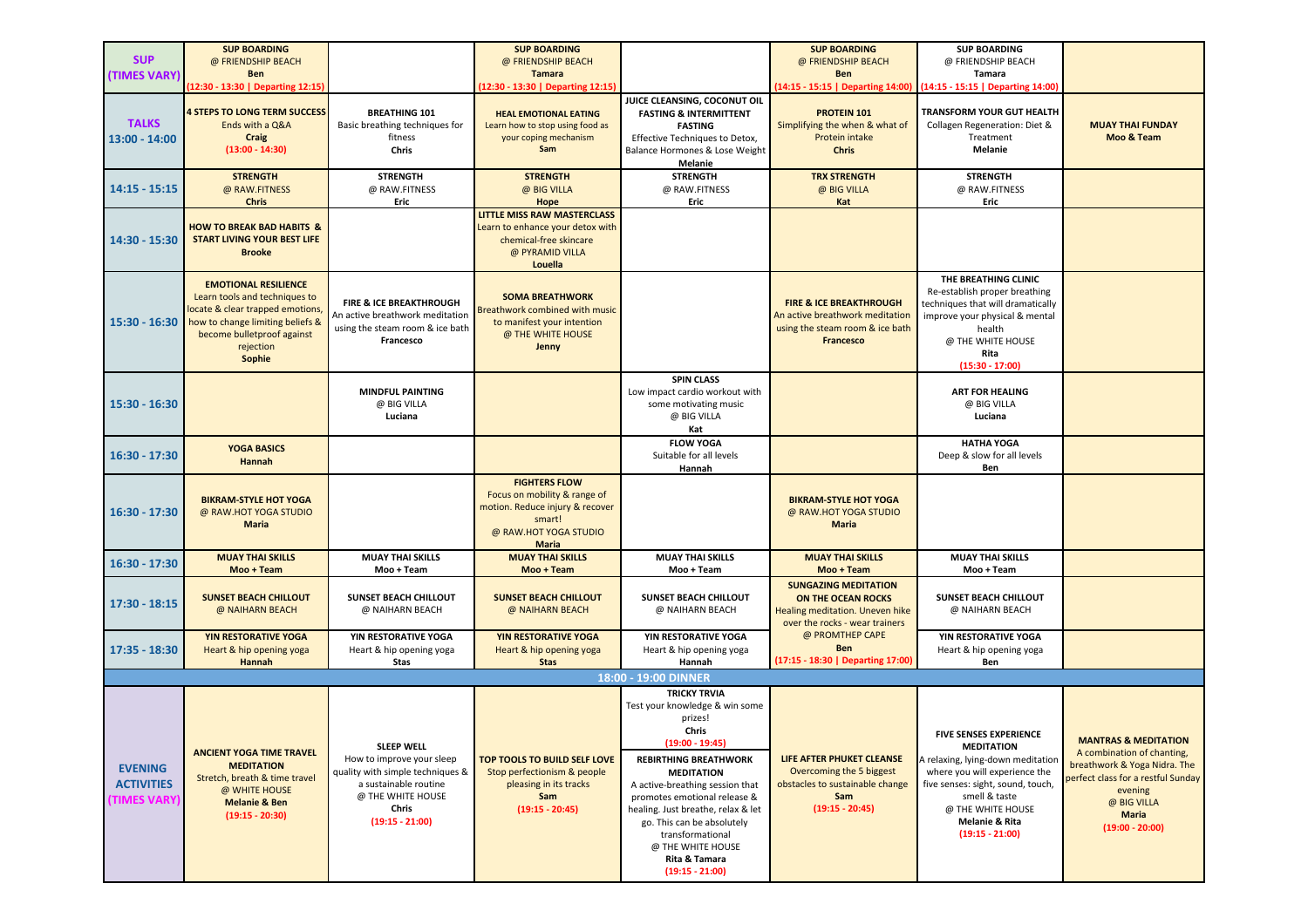| | | | | | | | |
|---|---|---|---|---|---|---|---|
| **SUP (TIMES VARY)** | **SUP BOARDING** @ FRIENDSHIP BEACH **Ben** (12:30 - 13:30 \| Departing 12:15) | | **SUP BOARDING** @ FRIENDSHIP BEACH **Tamara** (12:30 - 13:30 \| Departing 12:15) | | **SUP BOARDING** @ FRIENDSHIP BEACH **Ben** (14:15 - 15:15 \| Departing 14:00) | **SUP BOARDING** @ FRIENDSHIP BEACH **Tamara** (14:15 - 15:15 \| Departing 14:00) | |
| **TALKS 13:00 - 14:00** | **4 STEPS TO LONG TERM SUCCESS** Ends with a Q&A **Craig** (13:00 - 14:30) | **BREATHING 101** Basic breathing techniques for fitness **Chris** | **HEAL EMOTIONAL EATING** Learn how to stop using food as your coping mechanism **Sam** | **JUICE CLEANSING, COCONUT OIL FASTING & INTERMITTENT FASTING** Effective Techniques to Detox, Balance Hormones & Lose Weight **Melanie** | **PROTEIN 101** Simplifying the when & what of Protein intake **Chris** | **TRANSFORM YOUR GUT HEALTH** Collagen Regeneration: Diet & Treatment **Melanie** | **MUAY THAI FUNDAY** **Moo & Team** |
| **14:15 - 15:15** | **STRENGTH** @ RAW.FITNESS **Chris** | **STRENGTH** @ RAW.FITNESS **Eric** | **STRENGTH** @ BIG VILLA **Hope** | **STRENGTH** @ RAW.FITNESS **Eric** | **TRX STRENGTH** @ BIG VILLA **Kat** | **STRENGTH** @ RAW.FITNESS **Eric** | |
| **14:30 - 15:30** | **HOW TO BREAK BAD HABITS & START LIVING YOUR BEST LIFE** **Brooke** | | **LITTLE MISS RAW MASTERCLASS** Learn to enhance your detox with chemical-free skincare @ PYRAMID VILLA **Louella** | | | | |
| **15:30 - 16:30** | **EMOTIONAL RESILIENCE** Learn tools and techniques to locate & clear trapped emotions, how to change limiting beliefs & become bulletproof against rejection **Sophie** | **FIRE & ICE BREAKTHROUGH** An active breathwork meditation using the steam room & ice bath **Francesco** | **SOMA BREATHWORK** Breathwork combined with music to manifest your intention @ THE WHITE HOUSE **Jenny** | | **FIRE & ICE BREAKTHROUGH** An active breathwork meditation using the steam room & ice bath **Francesco** | **THE BREATHING CLINIC** Re-establish proper breathing techniques that will dramatically improve your physical & mental health @ THE WHITE HOUSE **Rita** (15:30 - 17:00) | |
| **15:30 - 16:30** | | **MINDFUL PAINTING** @ BIG VILLA **Luciana** | | **SPIN CLASS** Low impact cardio workout with some motivating music @ BIG VILLA **Kat** | | **ART FOR HEALING** @ BIG VILLA **Luciana** | |
| **16:30 - 17:30** | **YOGA BASICS** **Hannah** | | | **FLOW YOGA** Suitable for all levels **Hannah** | | **HATHA YOGA** Deep & slow for all levels **Ben** | |
| **16:30 - 17:30** | **BIKRAM-STYLE HOT YOGA** @ RAW.HOT YOGA STUDIO **Maria** | | **FIGHTERS FLOW** Focus on mobility & range of motion. Reduce injury & recover smart! @ RAW.HOT YOGA STUDIO **Maria** | | **BIKRAM-STYLE HOT YOGA** @ RAW.HOT YOGA STUDIO **Maria** | | |
| **16:30 - 17:30** | **MUAY THAI SKILLS** **Moo + Team** | **MUAY THAI SKILLS** **Moo + Team** | **MUAY THAI SKILLS** **Moo + Team** | **MUAY THAI SKILLS** **Moo + Team** | **MUAY THAI SKILLS** **Moo + Team** | **MUAY THAI SKILLS** **Moo + Team** | |
| **17:30 - 18:15** | **SUNSET BEACH CHILLOUT** @ NAIHARN BEACH | **SUNSET BEACH CHILLOUT** @ NAIHARN BEACH | **SUNSET BEACH CHILLOUT** @ NAIHARN BEACH | **SUNSET BEACH CHILLOUT** @ NAIHARN BEACH | **SUNGAZING MEDITATION ON THE OCEAN ROCKS** Healing meditation. Uneven hike over the rocks - wear trainers @ PROMTHEP CAPE **Ben** (17:15 - 18:30 \| Departing 17:00) | **SUNSET BEACH CHILLOUT** @ NAIHARN BEACH | |
| **17:35 - 18:30** | **YIN RESTORATIVE YOGA** Heart & hip opening yoga **Hannah** | **YIN RESTORATIVE YOGA** Heart & hip opening yoga **Stas** | **YIN RESTORATIVE YOGA** Heart & hip opening yoga **Stas** | **YIN RESTORATIVE YOGA** Heart & hip opening yoga **Hannah** | | **YIN RESTORATIVE YOGA** Heart & hip opening yoga **Ben** | |
| **18:00 - 19:00 DINNER** | | | | | | | |
| **EVENING ACTIVITIES (TIMES VARY)** | **ANCIENT YOGA TIME TRAVEL MEDITATION** Stretch, breath & time travel @ WHITE HOUSE **Melanie & Ben** (19:15 - 20:30) | **SLEEP WELL** How to improve your sleep quality with simple techniques & a sustainable routine @ THE WHITE HOUSE **Chris** (19:15 - 21:00) | **TOP TOOLS TO BUILD SELF LOVE** Stop perfectionism & people pleasing in its tracks **Sam** (19:15 - 20:45) | **TRICKY TRVIA** Test your knowledge & win some prizes! **Chris** (19:00 - 19:45) **REBIRTHING BREATHWORK MEDITATION** A active-breathing session that promotes emotional release & healing. Just breathe, relax & let go. This can be absolutely transformational @ THE WHITE HOUSE **Rita & Tamara** (19:15 - 21:00) | **LIFE AFTER PHUKET CLEANSE** Overcoming the 5 biggest obstacles to sustainable change **Sam** (19:15 - 20:45) | **FIVE SENSES EXPERIENCE MEDITATION** A relaxing, lying-down meditation where you will experience the five senses: sight, sound, touch, smell & taste @ THE WHITE HOUSE **Melanie & Rita** (19:15 - 21:00) | **MANTRAS & MEDITATION** A combination of chanting, breathwork & Yoga Nidra. The perfect class for a restful Sunday evening @ BIG VILLA **Maria** (19:00 - 20:00) |